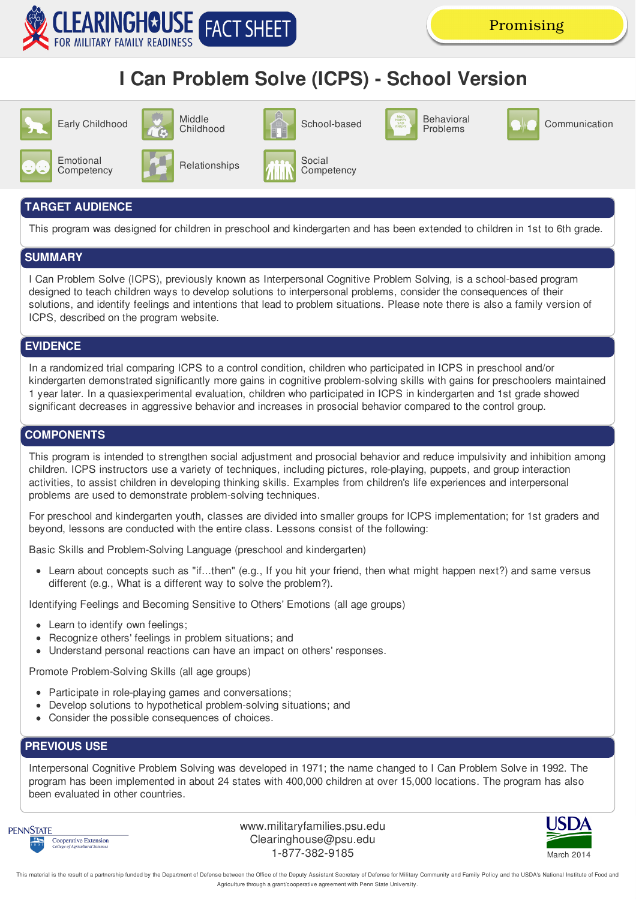CLEARINGHOUSE FOR MILITARY FAMILY READINESS FACT SHEET

Promising

# I Can Problem Solve (ICPS) - School Version

Early Childhood · Middle Childhood · School-based · Behavioral Problems · Communication · Emotional Competency · Relationships · Social Competency

## TARGET AUDIENCE

This program was designed for children in preschool and kindergarten and has been extended to children in 1st to 6th grade.

## SUMMARY

I Can Problem Solve (ICPS), previously known as Interpersonal Cognitive Problem Solving, is a school-based program designed to teach children ways to develop solutions to interpersonal problems, consider the consequences of their solutions, and identify feelings and intentions that lead to problem situations. Please note there is also a family version of ICPS, described on the program website.

## EVIDENCE

In a randomized trial comparing ICPS to a control condition, children who participated in ICPS in preschool and/or kindergarten demonstrated significantly more gains in cognitive problem-solving skills with gains for preschoolers maintained 1 year later. In a quasiexperimental evaluation, children who participated in ICPS in kindergarten and 1st grade showed significant decreases in aggressive behavior and increases in prosocial behavior compared to the control group.

## COMPONENTS

This program is intended to strengthen social adjustment and prosocial behavior and reduce impulsivity and inhibition among children. ICPS instructors use a variety of techniques, including pictures, role-playing, puppets, and group interaction activities, to assist children in developing thinking skills. Examples from children's life experiences and interpersonal problems are used to demonstrate problem-solving techniques.

For preschool and kindergarten youth, classes are divided into smaller groups for ICPS implementation; for 1st graders and beyond, lessons are conducted with the entire class. Lessons consist of the following:

Basic Skills and Problem-Solving Language (preschool and kindergarten)

- Learn about concepts such as "if...then" (e.g., If you hit your friend, then what might happen next?) and same versus different (e.g., What is a different way to solve the problem?).

Identifying Feelings and Becoming Sensitive to Others' Emotions (all age groups)

- Learn to identify own feelings;
- Recognize others' feelings in problem situations; and
- Understand personal reactions can have an impact on others' responses.

Promote Problem-Solving Skills (all age groups)

- Participate in role-playing games and conversations;
- Develop solutions to hypothetical problem-solving situations; and
- Consider the possible consequences of choices.

## PREVIOUS USE

Interpersonal Cognitive Problem Solving was developed in 1971; the name changed to I Can Problem Solve in 1992. The program has been implemented in about 24 states with 400,000 children at over 15,000 locations. The program has also been evaluated in other countries.

PENNSTATE Cooperative Extension College of Agricultural Sciences

www.militaryfamilies.psu.edu
Clearinghouse@psu.edu
1-877-382-9185

USDA

March 2014

This material is the result of a partnership funded by the Department of Defense between the Office of the Deputy Assistant Secretary of Defense for Military Community and Family Policy and the USDA's National Institute of Food and Agriculture through a grant/cooperative agreement with Penn State University.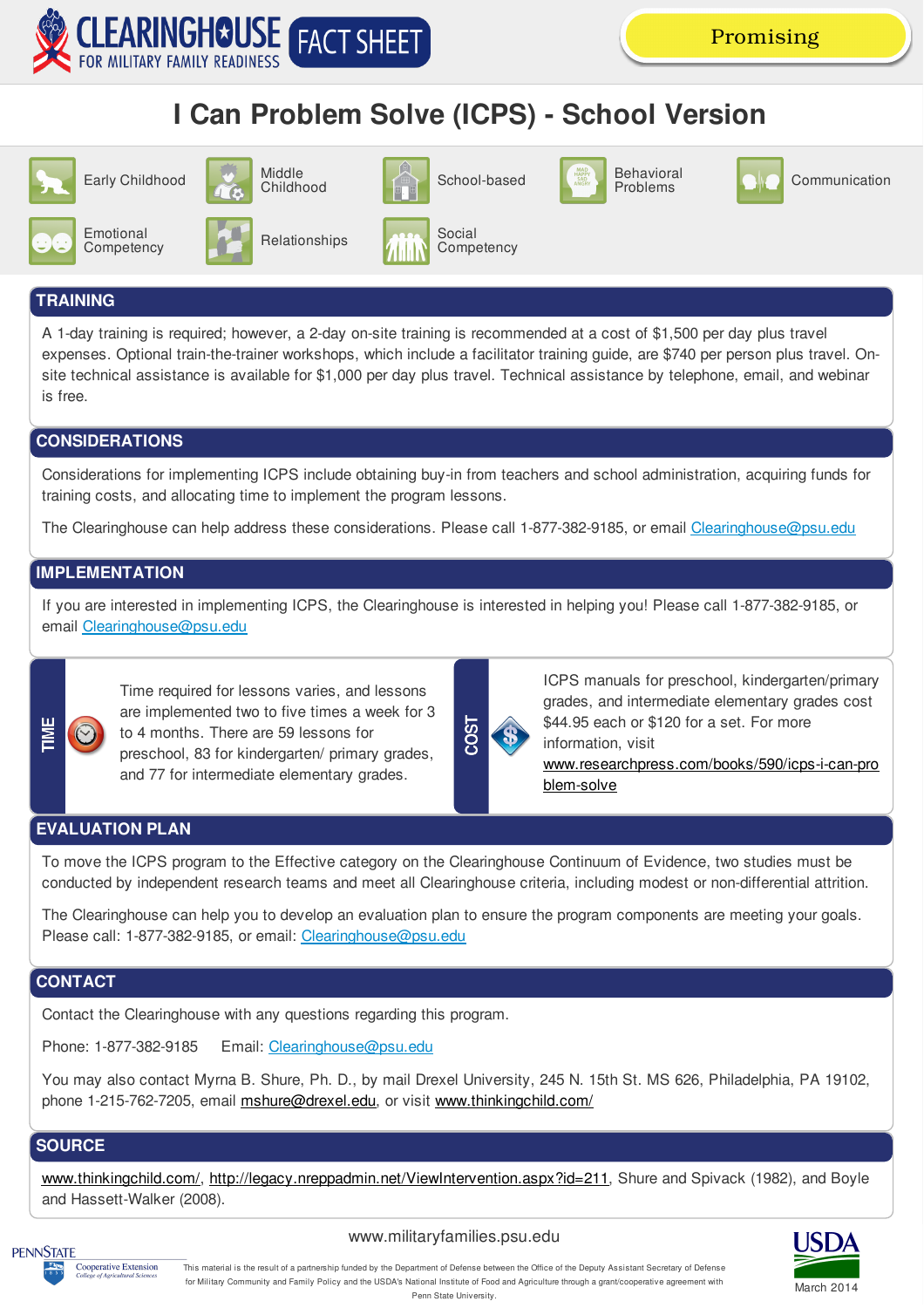CLEARINGHOUSE FOR MILITARY FAMILY READINESS FACT SHEET

Promising

# I Can Problem Solve (ICPS) - School Version

Early Childhood | Middle Childhood | School-based | Behavioral Problems | Communication | Emotional Competency | Relationships | Social Competency

## TRAINING

A 1-day training is required; however, a 2-day on-site training is recommended at a cost of $1,500 per day plus travel expenses. Optional train-the-trainer workshops, which include a facilitator training guide, are $740 per person plus travel. On-site technical assistance is available for $1,000 per day plus travel. Technical assistance by telephone, email, and webinar is free.

## CONSIDERATIONS

Considerations for implementing ICPS include obtaining buy-in from teachers and school administration, acquiring funds for training costs, and allocating time to implement the program lessons.

The Clearinghouse can help address these considerations. Please call 1-877-382-9185, or email Clearinghouse@psu.edu

## IMPLEMENTATION

If you are interested in implementing ICPS, the Clearinghouse is interested in helping you! Please call 1-877-382-9185, or email Clearinghouse@psu.edu

## TIME

Time required for lessons varies, and lessons are implemented two to five times a week for 3 to 4 months. There are 59 lessons for preschool, 83 for kindergarten/ primary grades, and 77 for intermediate elementary grades.

## COST

ICPS manuals for preschool, kindergarten/primary grades, and intermediate elementary grades cost $44.95 each or $120 for a set. For more information, visit www.researchpress.com/books/590/icps-i-can-problem-solve

## EVALUATION PLAN

To move the ICPS program to the Effective category on the Clearinghouse Continuum of Evidence, two studies must be conducted by independent research teams and meet all Clearinghouse criteria, including modest or non-differential attrition.

The Clearinghouse can help you to develop an evaluation plan to ensure the program components are meeting your goals. Please call: 1-877-382-9185, or email: Clearinghouse@psu.edu

## CONTACT

Contact the Clearinghouse with any questions regarding this program.

Phone: 1-877-382-9185 Email: Clearinghouse@psu.edu

You may also contact Myrna B. Shure, Ph. D., by mail Drexel University, 245 N. 15th St. MS 626, Philadelphia, PA 19102, phone 1-215-762-7205, email mshure@drexel.edu, or visit www.thinkingchild.com/

## SOURCE

www.thinkingchild.com/, http://legacy.nreppadmin.net/ViewIntervention.aspx?id=211, Shure and Spivack (1982), and Boyle and Hassett-Walker (2008).

www.militaryfamilies.psu.edu

PENNSTATE Cooperative Extension College of Agricultural Sciences

This material is the result of a partnership funded by the Department of Defense between the Office of the Deputy Assistant Secretary of Defense for Military Community and Family Policy and the USDA's National Institute of Food and Agriculture through a grant/cooperative agreement with Penn State University.

USDA

March 2014